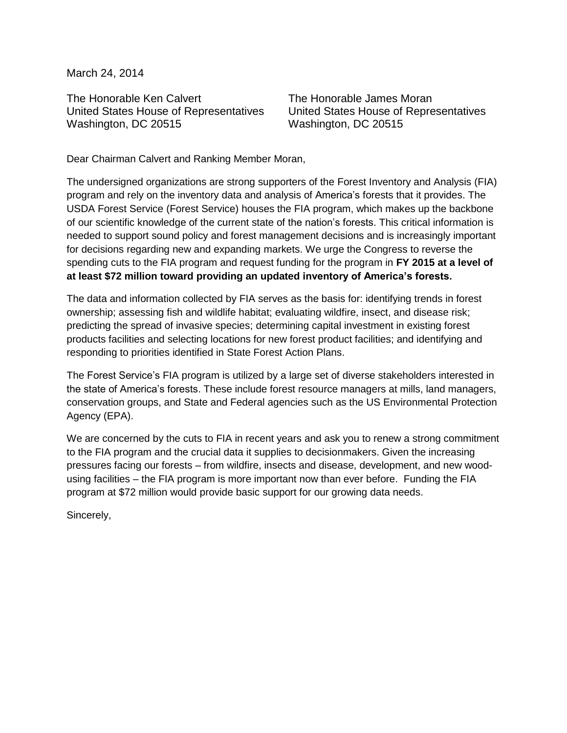March 24, 2014

The Honorable Ken Calvert
United States House of Representatives
Washington, DC 20515

The Honorable James Moran
United States House of Representatives
Washington, DC 20515

Dear Chairman Calvert and Ranking Member Moran,

The undersigned organizations are strong supporters of the Forest Inventory and Analysis (FIA) program and rely on the inventory data and analysis of America's forests that it provides. The USDA Forest Service (Forest Service) houses the FIA program, which makes up the backbone of our scientific knowledge of the current state of the nation's forests. This critical information is needed to support sound policy and forest management decisions and is increasingly important for decisions regarding new and expanding markets. We urge the Congress to reverse the spending cuts to the FIA program and request funding for the program in **FY 2015 at a level of at least $72 million toward providing an updated inventory of America's forests.**

The data and information collected by FIA serves as the basis for: identifying trends in forest ownership; assessing fish and wildlife habitat; evaluating wildfire, insect, and disease risk; predicting the spread of invasive species; determining capital investment in existing forest products facilities and selecting locations for new forest product facilities; and identifying and responding to priorities identified in State Forest Action Plans.

The Forest Service's FIA program is utilized by a large set of diverse stakeholders interested in the state of America's forests. These include forest resource managers at mills, land managers, conservation groups, and State and Federal agencies such as the US Environmental Protection Agency (EPA).

We are concerned by the cuts to FIA in recent years and ask you to renew a strong commitment to the FIA program and the crucial data it supplies to decisionmakers. Given the increasing pressures facing our forests – from wildfire, insects and disease, development, and new wood-using facilities – the FIA program is more important now than ever before. Funding the FIA program at $72 million would provide basic support for our growing data needs.

Sincerely,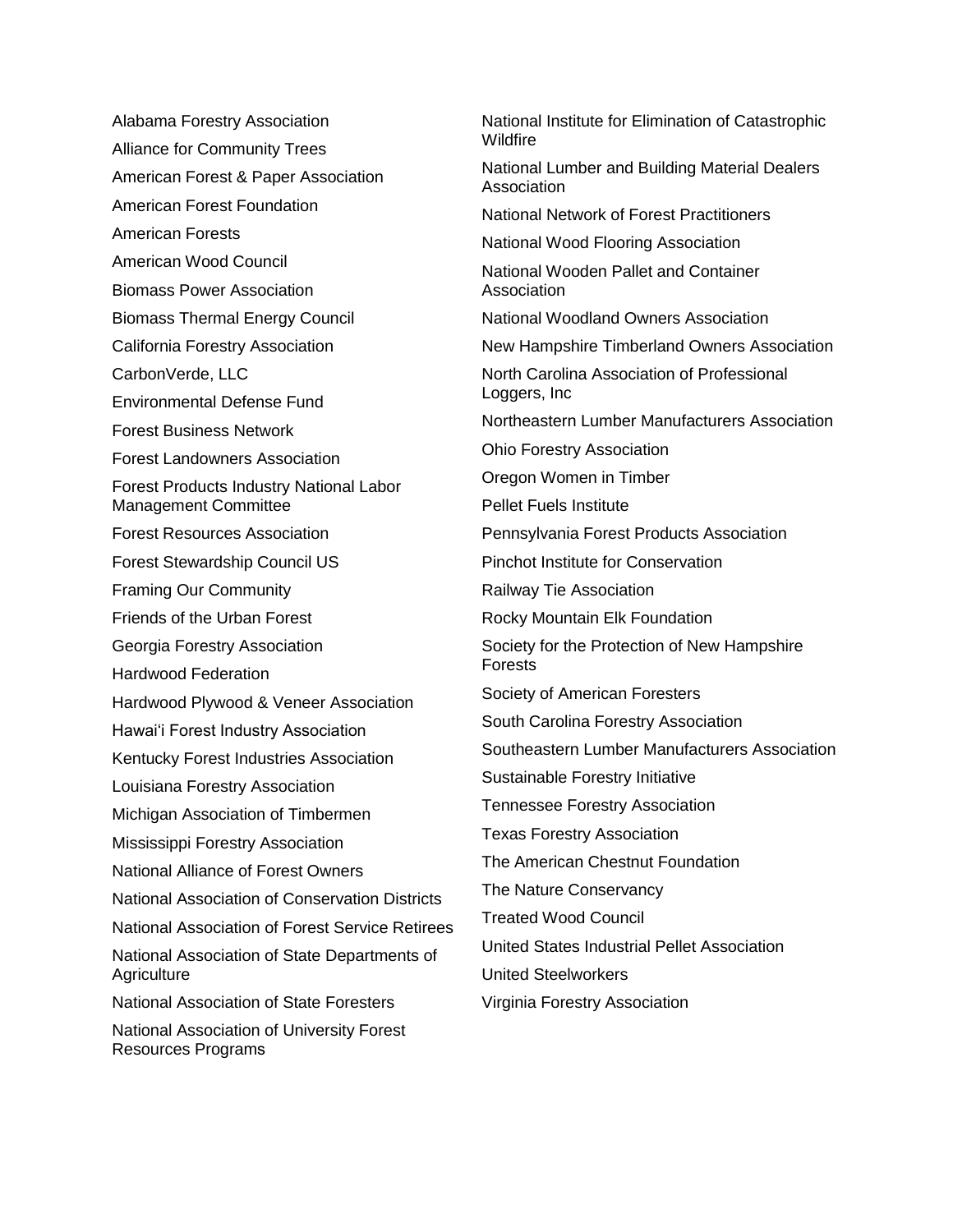Alabama Forestry Association

Alliance for Community Trees

American Forest & Paper Association

American Forest Foundation

American Forests

American Wood Council

Biomass Power Association

Biomass Thermal Energy Council

California Forestry Association

CarbonVerde, LLC

Environmental Defense Fund

Forest Business Network

Forest Landowners Association

Forest Products Industry National Labor Management Committee

Forest Resources Association

Forest Stewardship Council US

Framing Our Community

Friends of the Urban Forest

Georgia Forestry Association

Hardwood Federation

Hardwood Plywood & Veneer Association

Hawai'i Forest Industry Association

Kentucky Forest Industries Association

Louisiana Forestry Association

Michigan Association of Timbermen

Mississippi Forestry Association

National Alliance of Forest Owners

National Association of Conservation Districts

National Association of Forest Service Retirees

National Association of State Departments of Agriculture

National Association of State Foresters

National Association of University Forest Resources Programs

National Institute for Elimination of Catastrophic Wildfire

National Lumber and Building Material Dealers Association

National Network of Forest Practitioners

National Wood Flooring Association

National Wooden Pallet and Container Association

National Woodland Owners Association

New Hampshire Timberland Owners Association

North Carolina Association of Professional Loggers, Inc

Northeastern Lumber Manufacturers Association

Ohio Forestry Association

Oregon Women in Timber

Pellet Fuels Institute

Pennsylvania Forest Products Association

Pinchot Institute for Conservation

Railway Tie Association

Rocky Mountain Elk Foundation

Society for the Protection of New Hampshire Forests

Society of American Foresters

South Carolina Forestry Association

Southeastern Lumber Manufacturers Association

Sustainable Forestry Initiative

Tennessee Forestry Association

Texas Forestry Association

The American Chestnut Foundation

The Nature Conservancy

Treated Wood Council

United States Industrial Pellet Association

United Steelworkers

Virginia Forestry Association